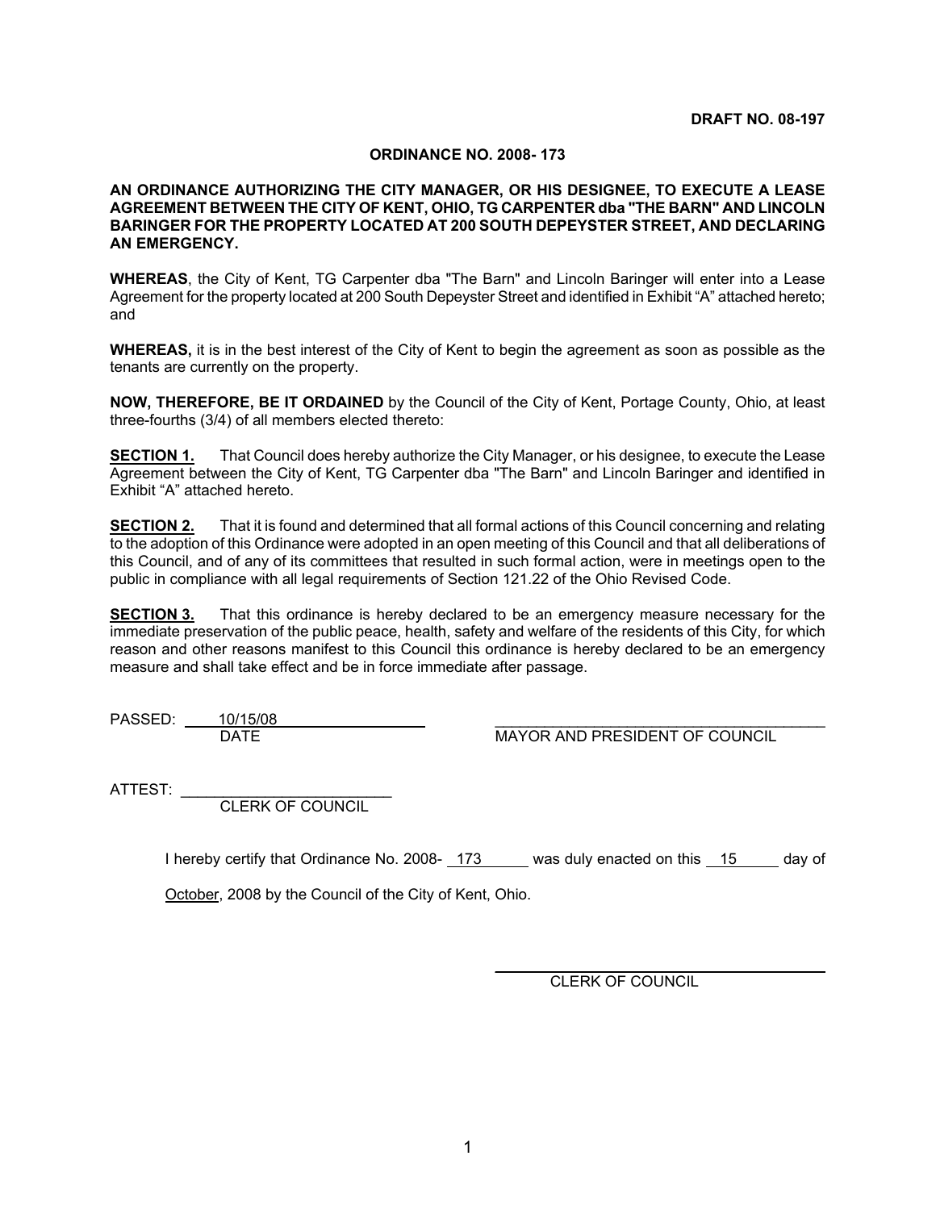**DRAFT NO. 08-197**

**ORDINANCE NO. 2008- 173**

**AN ORDINANCE AUTHORIZING THE CITY MANAGER, OR HIS DESIGNEE, TO EXECUTE A LEASE AGREEMENT BETWEEN THE CITY OF KENT, OHIO, TG CARPENTER dba "THE BARN" AND LINCOLN BARINGER FOR THE PROPERTY LOCATED AT 200 SOUTH DEPEYSTER STREET, AND DECLARING AN EMERGENCY.**

**WHEREAS**, the City of Kent, TG Carpenter dba "The Barn" and Lincoln Baringer will enter into a Lease Agreement for the property located at 200 South Depeyster Street and identified in Exhibit "A" attached hereto; and

**WHEREAS,** it is in the best interest of the City of Kent to begin the agreement as soon as possible as the tenants are currently on the property.

**NOW, THEREFORE, BE IT ORDAINED** by the Council of the City of Kent, Portage County, Ohio, at least three-fourths (3/4) of all members elected thereto:

**SECTION 1.** That Council does hereby authorize the City Manager, or his designee, to execute the Lease Agreement between the City of Kent, TG Carpenter dba "The Barn" and Lincoln Baringer and identified in Exhibit "A" attached hereto.

**SECTION 2.** That it is found and determined that all formal actions of this Council concerning and relating to the adoption of this Ordinance were adopted in an open meeting of this Council and that all deliberations of this Council, and of any of its committees that resulted in such formal action, were in meetings open to the public in compliance with all legal requirements of Section 121.22 of the Ohio Revised Code.

**SECTION 3.** That this ordinance is hereby declared to be an emergency measure necessary for the immediate preservation of the public peace, health, safety and welfare of the residents of this City, for which reason and other reasons manifest to this Council this ordinance is hereby declared to be an emergency measure and shall take effect and be in force immediate after passage.

PASSED: 10/15/08
DATE

\_\_\_\_\_\_\_\_\_\_\_\_\_\_\_\_\_\_\_\_\_\_\_\_\_\_\_\_\_\_\_\_\_\_\_\_\_\_
MAYOR AND PRESIDENT OF COUNCIL

ATTEST: \_\_\_\_\_\_\_\_\_\_\_\_\_\_\_\_\_\_\_\_\_\_\_\_\_
CLERK OF COUNCIL

I hereby certify that Ordinance No. 2008- 173 was duly enacted on this 15 day of October, 2008 by the Council of the City of Kent, Ohio.

\_\_\_\_\_\_\_\_\_\_\_\_\_\_\_\_\_\_\_\_\_\_\_\_\_\_\_\_\_\_\_\_\_\_\_\_\_\_
CLERK OF COUNCIL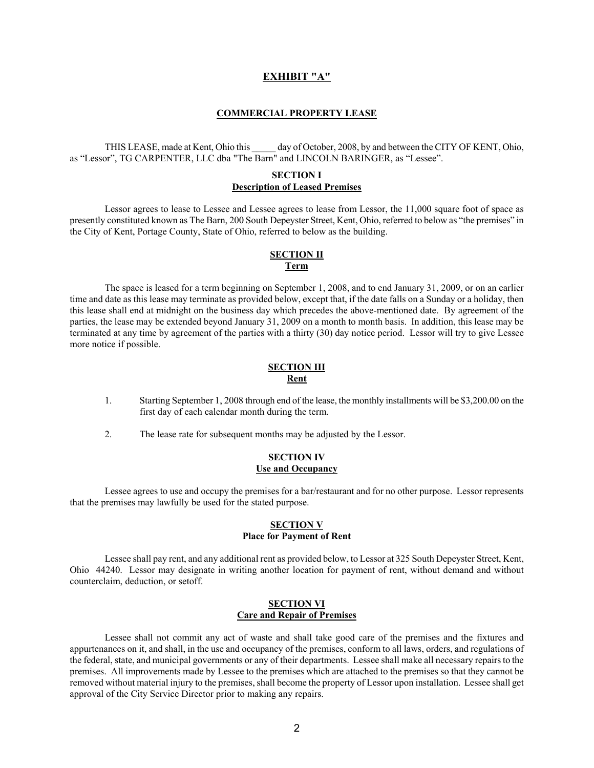# EXHIBIT "A"

## COMMERCIAL PROPERTY LEASE

THIS LEASE, made at Kent, Ohio this _____ day of October, 2008, by and between the CITY OF KENT, Ohio, as "Lessor", TG CARPENTER, LLC dba "The Barn" and LINCOLN BARINGER, as "Lessee".

### SECTION I
### Description of Leased Premises

Lessor agrees to lease to Lessee and Lessee agrees to lease from Lessor, the 11,000 square foot of space as presently constituted known as The Barn, 200 South Depeyster Street, Kent, Ohio, referred to below as "the premises" in the City of Kent, Portage County, State of Ohio, referred to below as the building.

### SECTION II
### Term

The space is leased for a term beginning on September 1, 2008, and to end January 31, 2009, or on an earlier time and date as this lease may terminate as provided below, except that, if the date falls on a Sunday or a holiday, then this lease shall end at midnight on the business day which precedes the above-mentioned date. By agreement of the parties, the lease may be extended beyond January 31, 2009 on a month to month basis. In addition, this lease may be terminated at any time by agreement of the parties with a thirty (30) day notice period. Lessor will try to give Lessee more notice if possible.

### SECTION III
### Rent

1. Starting September 1, 2008 through end of the lease, the monthly installments will be $3,200.00 on the first day of each calendar month during the term.

2. The lease rate for subsequent months may be adjusted by the Lessor.

### SECTION IV
### Use and Occupancy

Lessee agrees to use and occupy the premises for a bar/restaurant and for no other purpose. Lessor represents that the premises may lawfully be used for the stated purpose.

### SECTION V
### Place for Payment of Rent

Lessee shall pay rent, and any additional rent as provided below, to Lessor at 325 South Depeyster Street, Kent, Ohio 44240. Lessor may designate in writing another location for payment of rent, without demand and without counterclaim, deduction, or setoff.

### SECTION VI
### Care and Repair of Premises

Lessee shall not commit any act of waste and shall take good care of the premises and the fixtures and appurtenances on it, and shall, in the use and occupancy of the premises, conform to all laws, orders, and regulations of the federal, state, and municipal governments or any of their departments. Lessee shall make all necessary repairs to the premises. All improvements made by Lessee to the premises which are attached to the premises so that they cannot be removed without material injury to the premises, shall become the property of Lessor upon installation. Lessee shall get approval of the City Service Director prior to making any repairs.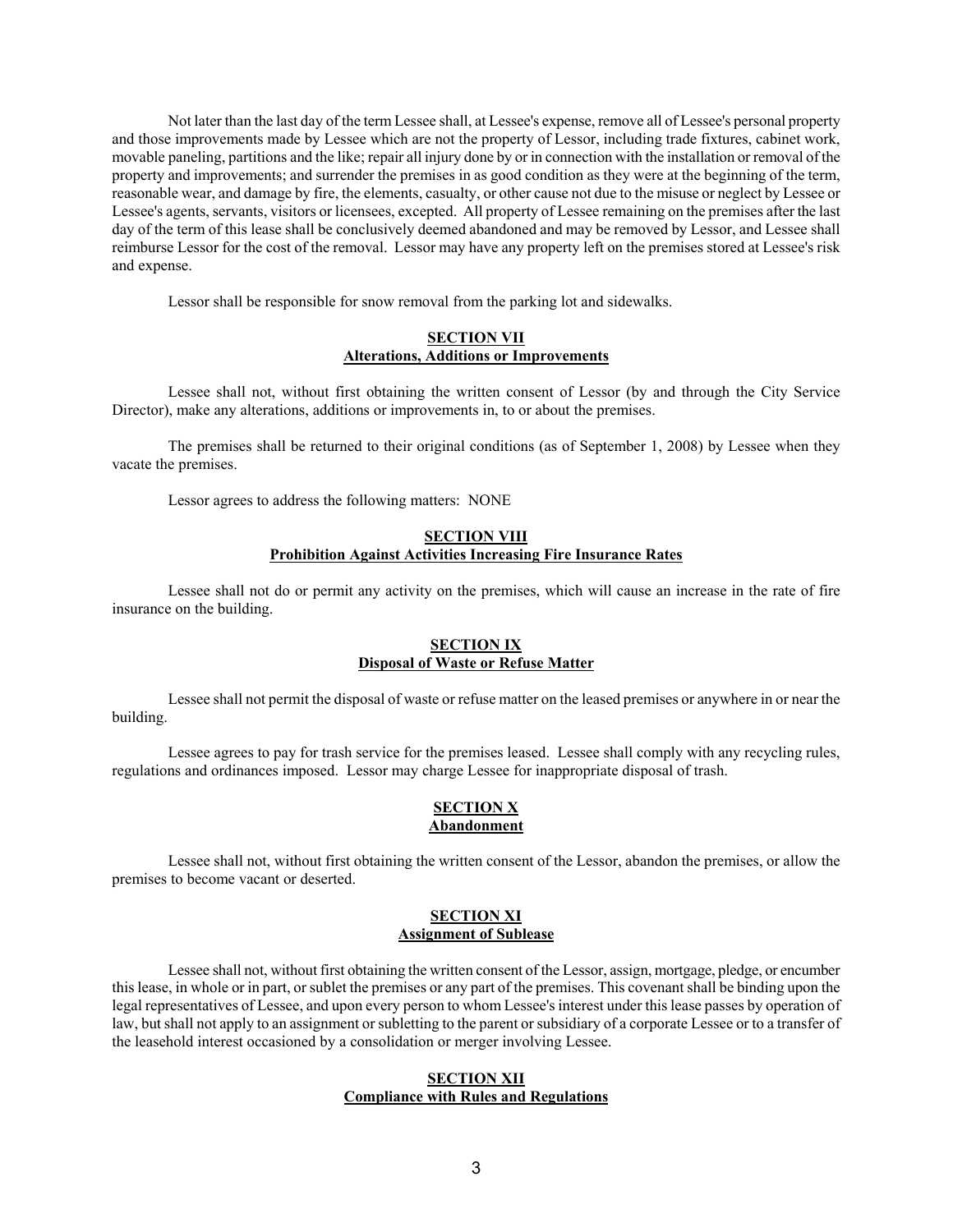Not later than the last day of the term Lessee shall, at Lessee's expense, remove all of Lessee's personal property and those improvements made by Lessee which are not the property of Lessor, including trade fixtures, cabinet work, movable paneling, partitions and the like; repair all injury done by or in connection with the installation or removal of the property and improvements; and surrender the premises in as good condition as they were at the beginning of the term, reasonable wear, and damage by fire, the elements, casualty, or other cause not due to the misuse or neglect by Lessee or Lessee's agents, servants, visitors or licensees, excepted. All property of Lessee remaining on the premises after the last day of the term of this lease shall be conclusively deemed abandoned and may be removed by Lessor, and Lessee shall reimburse Lessor for the cost of the removal. Lessor may have any property left on the premises stored at Lessee's risk and expense.

Lessor shall be responsible for snow removal from the parking lot and sidewalks.

## SECTION VII
## Alterations, Additions or Improvements

Lessee shall not, without first obtaining the written consent of Lessor (by and through the City Service Director), make any alterations, additions or improvements in, to or about the premises.

The premises shall be returned to their original conditions (as of September 1, 2008) by Lessee when they vacate the premises.

Lessor agrees to address the following matters: NONE

## SECTION VIII
## Prohibition Against Activities Increasing Fire Insurance Rates

Lessee shall not do or permit any activity on the premises, which will cause an increase in the rate of fire insurance on the building.

## SECTION IX
## Disposal of Waste or Refuse Matter

Lessee shall not permit the disposal of waste or refuse matter on the leased premises or anywhere in or near the building.

Lessee agrees to pay for trash service for the premises leased. Lessee shall comply with any recycling rules, regulations and ordinances imposed. Lessor may charge Lessee for inappropriate disposal of trash.

## SECTION X
## Abandonment

Lessee shall not, without first obtaining the written consent of the Lessor, abandon the premises, or allow the premises to become vacant or deserted.

## SECTION XI
## Assignment of Sublease

Lessee shall not, without first obtaining the written consent of the Lessor, assign, mortgage, pledge, or encumber this lease, in whole or in part, or sublet the premises or any part of the premises. This covenant shall be binding upon the legal representatives of Lessee, and upon every person to whom Lessee's interest under this lease passes by operation of law, but shall not apply to an assignment or subletting to the parent or subsidiary of a corporate Lessee or to a transfer of the leasehold interest occasioned by a consolidation or merger involving Lessee.

## SECTION XII
## Compliance with Rules and Regulations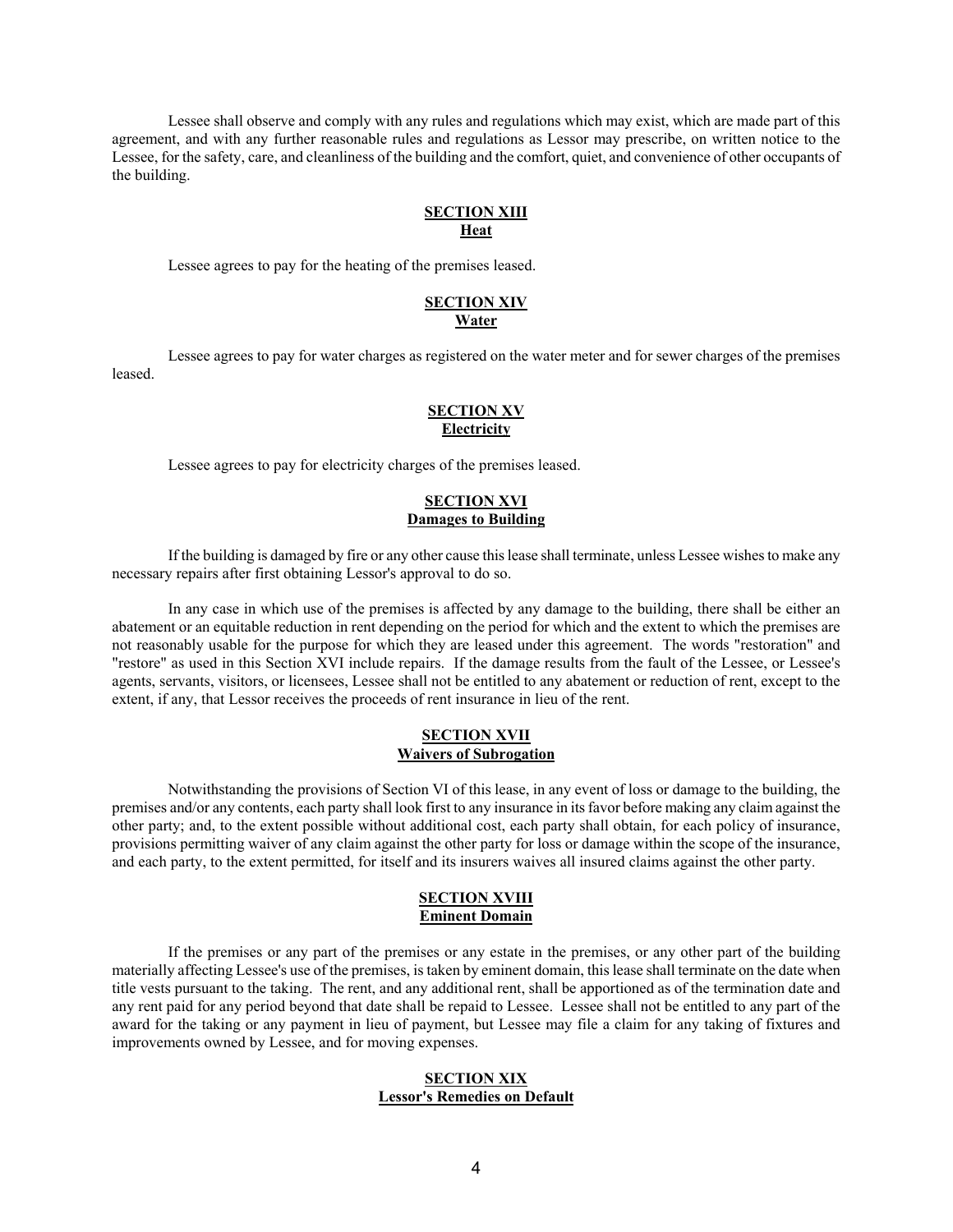Lessee shall observe and comply with any rules and regulations which may exist, which are made part of this agreement, and with any further reasonable rules and regulations as Lessor may prescribe, on written notice to the Lessee, for the safety, care, and cleanliness of the building and the comfort, quiet, and convenience of other occupants of the building.

## SECTION XIII
**Heat**

Lessee agrees to pay for the heating of the premises leased.

## SECTION XIV
**Water**

Lessee agrees to pay for water charges as registered on the water meter and for sewer charges of the premises leased.

## SECTION XV
**Electricity**

Lessee agrees to pay for electricity charges of the premises leased.

## SECTION XVI
**Damages to Building**

If the building is damaged by fire or any other cause this lease shall terminate, unless Lessee wishes to make any necessary repairs after first obtaining Lessor's approval to do so.

In any case in which use of the premises is affected by any damage to the building, there shall be either an abatement or an equitable reduction in rent depending on the period for which and the extent to which the premises are not reasonably usable for the purpose for which they are leased under this agreement. The words "restoration" and "restore" as used in this Section XVI include repairs. If the damage results from the fault of the Lessee, or Lessee's agents, servants, visitors, or licensees, Lessee shall not be entitled to any abatement or reduction of rent, except to the extent, if any, that Lessor receives the proceeds of rent insurance in lieu of the rent.

## SECTION XVII
**Waivers of Subrogation**

Notwithstanding the provisions of Section VI of this lease, in any event of loss or damage to the building, the premises and/or any contents, each party shall look first to any insurance in its favor before making any claim against the other party; and, to the extent possible without additional cost, each party shall obtain, for each policy of insurance, provisions permitting waiver of any claim against the other party for loss or damage within the scope of the insurance, and each party, to the extent permitted, for itself and its insurers waives all insured claims against the other party.

## SECTION XVIII
**Eminent Domain**

If the premises or any part of the premises or any estate in the premises, or any other part of the building materially affecting Lessee's use of the premises, is taken by eminent domain, this lease shall terminate on the date when title vests pursuant to the taking. The rent, and any additional rent, shall be apportioned as of the termination date and any rent paid for any period beyond that date shall be repaid to Lessee. Lessee shall not be entitled to any part of the award for the taking or any payment in lieu of payment, but Lessee may file a claim for any taking of fixtures and improvements owned by Lessee, and for moving expenses.

## SECTION XIX
**Lessor's Remedies on Default**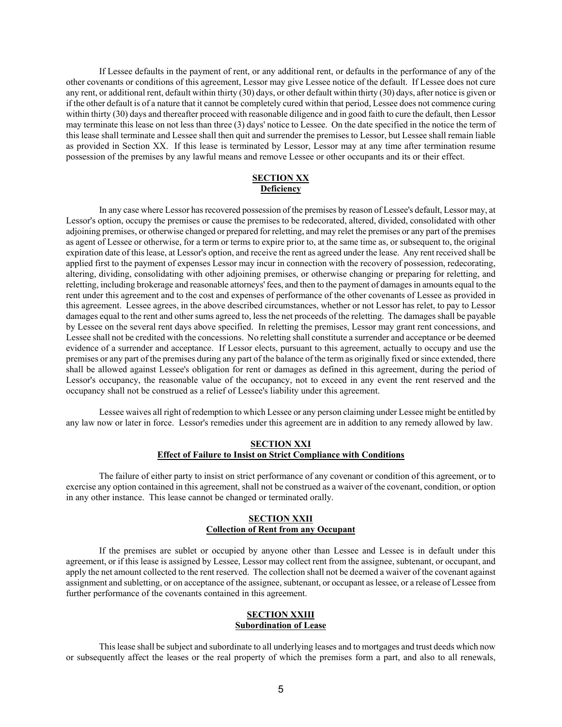If Lessee defaults in the payment of rent, or any additional rent, or defaults in the performance of any of the other covenants or conditions of this agreement, Lessor may give Lessee notice of the default. If Lessee does not cure any rent, or additional rent, default within thirty (30) days, or other default within thirty (30) days, after notice is given or if the other default is of a nature that it cannot be completely cured within that period, Lessee does not commence curing within thirty (30) days and thereafter proceed with reasonable diligence and in good faith to cure the default, then Lessor may terminate this lease on not less than three (3) days' notice to Lessee. On the date specified in the notice the term of this lease shall terminate and Lessee shall then quit and surrender the premises to Lessor, but Lessee shall remain liable as provided in Section XX. If this lease is terminated by Lessor, Lessor may at any time after termination resume possession of the premises by any lawful means and remove Lessee or other occupants and its or their effect.

## **SECTION XX**
## **Deficiency**

In any case where Lessor has recovered possession of the premises by reason of Lessee's default, Lessor may, at Lessor's option, occupy the premises or cause the premises to be redecorated, altered, divided, consolidated with other adjoining premises, or otherwise changed or prepared for reletting, and may relet the premises or any part of the premises as agent of Lessee or otherwise, for a term or terms to expire prior to, at the same time as, or subsequent to, the original expiration date of this lease, at Lessor's option, and receive the rent as agreed under the lease. Any rent received shall be applied first to the payment of expenses Lessor may incur in connection with the recovery of possession, redecorating, altering, dividing, consolidating with other adjoining premises, or otherwise changing or preparing for reletting, and reletting, including brokerage and reasonable attorneys' fees, and then to the payment of damages in amounts equal to the rent under this agreement and to the cost and expenses of performance of the other covenants of Lessee as provided in this agreement. Lessee agrees, in the above described circumstances, whether or not Lessor has relet, to pay to Lessor damages equal to the rent and other sums agreed to, less the net proceeds of the reletting. The damages shall be payable by Lessee on the several rent days above specified. In reletting the premises, Lessor may grant rent concessions, and Lessee shall not be credited with the concessions. No reletting shall constitute a surrender and acceptance or be deemed evidence of a surrender and acceptance. If Lessor elects, pursuant to this agreement, actually to occupy and use the premises or any part of the premises during any part of the balance of the term as originally fixed or since extended, there shall be allowed against Lessee's obligation for rent or damages as defined in this agreement, during the period of Lessor's occupancy, the reasonable value of the occupancy, not to exceed in any event the rent reserved and the occupancy shall not be construed as a relief of Lessee's liability under this agreement.

Lessee waives all right of redemption to which Lessee or any person claiming under Lessee might be entitled by any law now or later in force. Lessor's remedies under this agreement are in addition to any remedy allowed by law.

## **SECTION XXI**
## **Effect of Failure to Insist on Strict Compliance with Conditions**

The failure of either party to insist on strict performance of any covenant or condition of this agreement, or to exercise any option contained in this agreement, shall not be construed as a waiver of the covenant, condition, or option in any other instance. This lease cannot be changed or terminated orally.

## **SECTION XXII**
## **Collection of Rent from any Occupant**

If the premises are sublet or occupied by anyone other than Lessee and Lessee is in default under this agreement, or if this lease is assigned by Lessee, Lessor may collect rent from the assignee, subtenant, or occupant, and apply the net amount collected to the rent reserved. The collection shall not be deemed a waiver of the covenant against assignment and subletting, or on acceptance of the assignee, subtenant, or occupant as lessee, or a release of Lessee from further performance of the covenants contained in this agreement.

## **SECTION XXIII**
## **Subordination of Lease**

This lease shall be subject and subordinate to all underlying leases and to mortgages and trust deeds which now or subsequently affect the leases or the real property of which the premises form a part, and also to all renewals,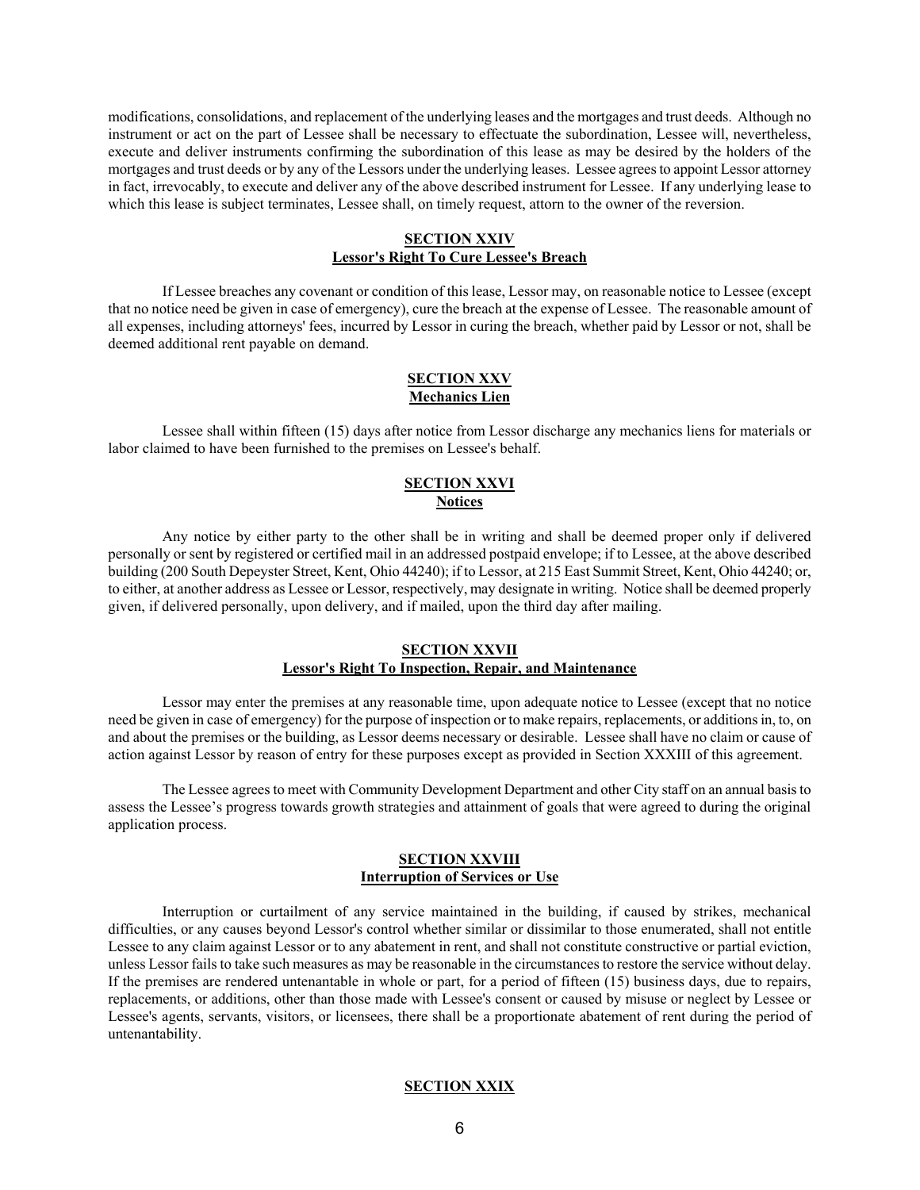modifications, consolidations, and replacement of the underlying leases and the mortgages and trust deeds. Although no instrument or act on the part of Lessee shall be necessary to effectuate the subordination, Lessee will, nevertheless, execute and deliver instruments confirming the subordination of this lease as may be desired by the holders of the mortgages and trust deeds or by any of the Lessors under the underlying leases. Lessee agrees to appoint Lessor attorney in fact, irrevocably, to execute and deliver any of the above described instrument for Lessee. If any underlying lease to which this lease is subject terminates, Lessee shall, on timely request, attorn to the owner of the reversion.

## SECTION XXIV
## Lessor's Right To Cure Lessee's Breach

If Lessee breaches any covenant or condition of this lease, Lessor may, on reasonable notice to Lessee (except that no notice need be given in case of emergency), cure the breach at the expense of Lessee. The reasonable amount of all expenses, including attorneys' fees, incurred by Lessor in curing the breach, whether paid by Lessor or not, shall be deemed additional rent payable on demand.

## SECTION XXV
## Mechanics Lien

Lessee shall within fifteen (15) days after notice from Lessor discharge any mechanics liens for materials or labor claimed to have been furnished to the premises on Lessee's behalf.

## SECTION XXVI
## Notices

Any notice by either party to the other shall be in writing and shall be deemed proper only if delivered personally or sent by registered or certified mail in an addressed postpaid envelope; if to Lessee, at the above described building (200 South Depeyster Street, Kent, Ohio 44240); if to Lessor, at 215 East Summit Street, Kent, Ohio 44240; or, to either, at another address as Lessee or Lessor, respectively, may designate in writing. Notice shall be deemed properly given, if delivered personally, upon delivery, and if mailed, upon the third day after mailing.

## SECTION XXVII
## Lessor's Right To Inspection, Repair, and Maintenance

Lessor may enter the premises at any reasonable time, upon adequate notice to Lessee (except that no notice need be given in case of emergency) for the purpose of inspection or to make repairs, replacements, or additions in, to, on and about the premises or the building, as Lessor deems necessary or desirable. Lessee shall have no claim or cause of action against Lessor by reason of entry for these purposes except as provided in Section XXXIII of this agreement.

The Lessee agrees to meet with Community Development Department and other City staff on an annual basis to assess the Lessee's progress towards growth strategies and attainment of goals that were agreed to during the original application process.

## SECTION XXVIII
## Interruption of Services or Use

Interruption or curtailment of any service maintained in the building, if caused by strikes, mechanical difficulties, or any causes beyond Lessor's control whether similar or dissimilar to those enumerated, shall not entitle Lessee to any claim against Lessor or to any abatement in rent, and shall not constitute constructive or partial eviction, unless Lessor fails to take such measures as may be reasonable in the circumstances to restore the service without delay. If the premises are rendered untenantable in whole or part, for a period of fifteen (15) business days, due to repairs, replacements, or additions, other than those made with Lessee's consent or caused by misuse or neglect by Lessee or Lessee's agents, servants, visitors, or licensees, there shall be a proportionate abatement of rent during the period of untenantability.

## SECTION XXIX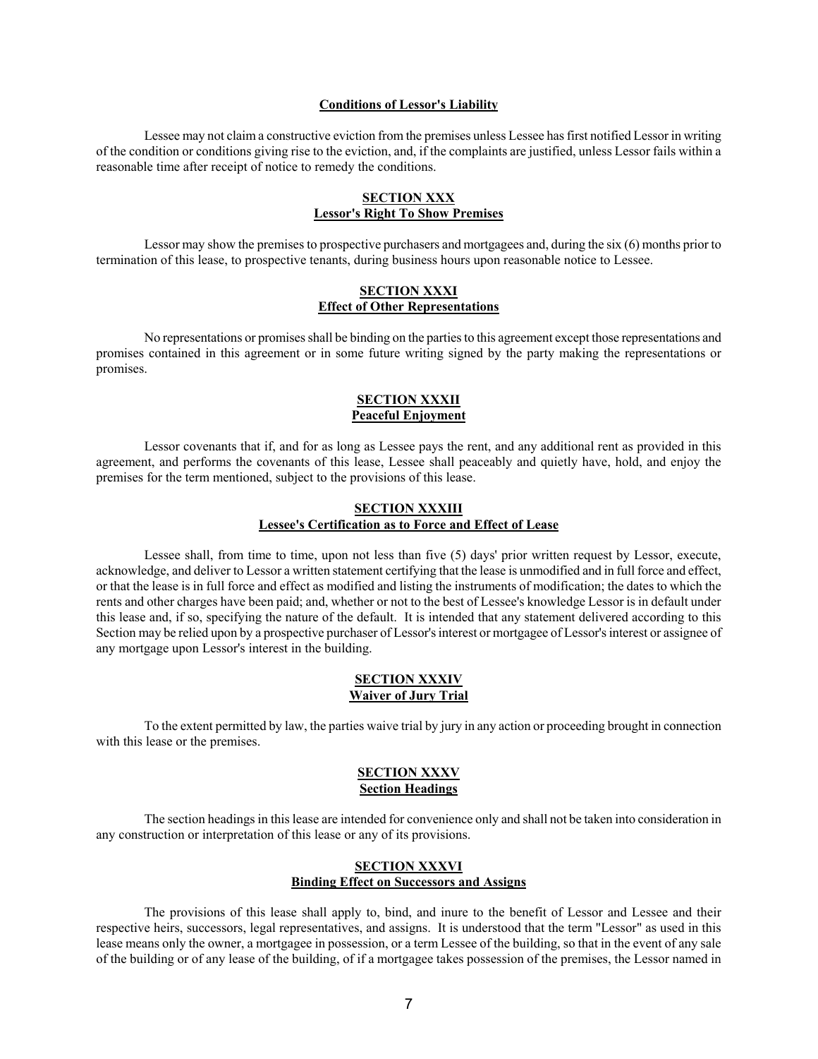**Conditions of Lessor's Liability**

Lessee may not claim a constructive eviction from the premises unless Lessee has first notified Lessor in writing of the condition or conditions giving rise to the eviction, and, if the complaints are justified, unless Lessor fails within a reasonable time after receipt of notice to remedy the conditions.

## SECTION XXX
## Lessor's Right To Show Premises

Lessor may show the premises to prospective purchasers and mortgagees and, during the six (6) months prior to termination of this lease, to prospective tenants, during business hours upon reasonable notice to Lessee.

## SECTION XXXI
## Effect of Other Representations

No representations or promises shall be binding on the parties to this agreement except those representations and promises contained in this agreement or in some future writing signed by the party making the representations or promises.

## SECTION XXXII
## Peaceful Enjoyment

Lessor covenants that if, and for as long as Lessee pays the rent, and any additional rent as provided in this agreement, and performs the covenants of this lease, Lessee shall peaceably and quietly have, hold, and enjoy the premises for the term mentioned, subject to the provisions of this lease.

## SECTION XXXIII
## Lessee's Certification as to Force and Effect of Lease

Lessee shall, from time to time, upon not less than five (5) days' prior written request by Lessor, execute, acknowledge, and deliver to Lessor a written statement certifying that the lease is unmodified and in full force and effect, or that the lease is in full force and effect as modified and listing the instruments of modification; the dates to which the rents and other charges have been paid; and, whether or not to the best of Lessee's knowledge Lessor is in default under this lease and, if so, specifying the nature of the default. It is intended that any statement delivered according to this Section may be relied upon by a prospective purchaser of Lessor's interest or mortgagee of Lessor's interest or assignee of any mortgage upon Lessor's interest in the building.

## SECTION XXXIV
## Waiver of Jury Trial

To the extent permitted by law, the parties waive trial by jury in any action or proceeding brought in connection with this lease or the premises.

## SECTION XXXV
## Section Headings

The section headings in this lease are intended for convenience only and shall not be taken into consideration in any construction or interpretation of this lease or any of its provisions.

## SECTION XXXVI
## Binding Effect on Successors and Assigns

The provisions of this lease shall apply to, bind, and inure to the benefit of Lessor and Lessee and their respective heirs, successors, legal representatives, and assigns. It is understood that the term "Lessor" as used in this lease means only the owner, a mortgagee in possession, or a term Lessee of the building, so that in the event of any sale of the building or of any lease of the building, of if a mortgagee takes possession of the premises, the Lessor named in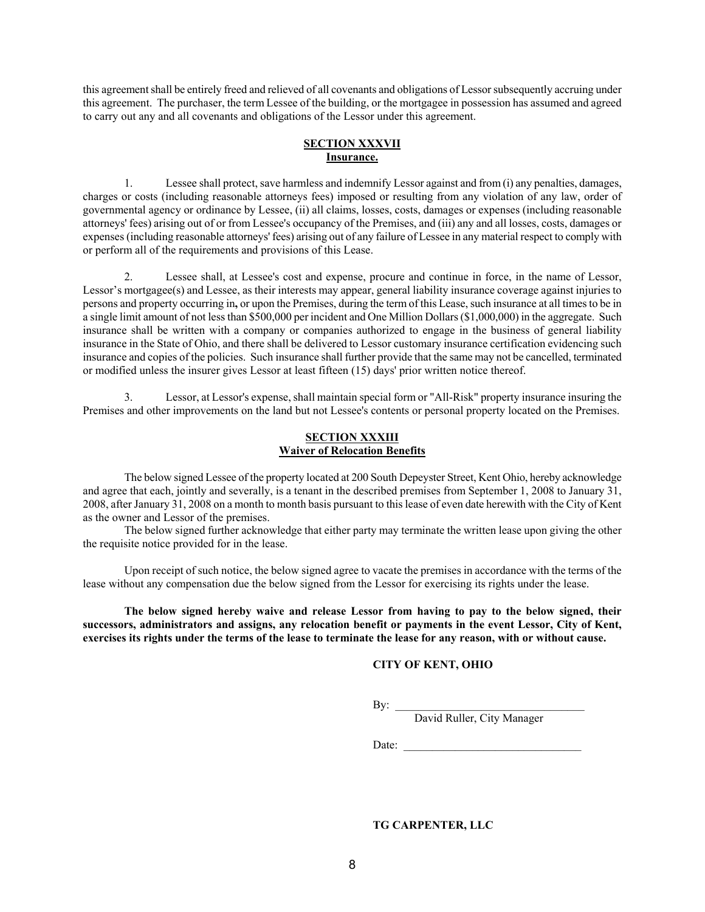this agreement shall be entirely freed and relieved of all covenants and obligations of Lessor subsequently accruing under this agreement. The purchaser, the term Lessee of the building, or the mortgagee in possession has assumed and agreed to carry out any and all covenants and obligations of the Lessor under this agreement.

**SECTION XXXVII**
**Insurance.**

1. Lessee shall protect, save harmless and indemnify Lessor against and from (i) any penalties, damages, charges or costs (including reasonable attorneys fees) imposed or resulting from any violation of any law, order of governmental agency or ordinance by Lessee, (ii) all claims, losses, costs, damages or expenses (including reasonable attorneys' fees) arising out of or from Lessee's occupancy of the Premises, and (iii) any and all losses, costs, damages or expenses (including reasonable attorneys' fees) arising out of any failure of Lessee in any material respect to comply with or perform all of the requirements and provisions of this Lease.

2. Lessee shall, at Lessee's cost and expense, procure and continue in force, in the name of Lessor, Lessor's mortgagee(s) and Lessee, as their interests may appear, general liability insurance coverage against injuries to persons and property occurring in**,** or upon the Premises, during the term of this Lease, such insurance at all times to be in a single limit amount of not less than $500,000 per incident and One Million Dollars ($1,000,000) in the aggregate. Such insurance shall be written with a company or companies authorized to engage in the business of general liability insurance in the State of Ohio, and there shall be delivered to Lessor customary insurance certification evidencing such insurance and copies of the policies. Such insurance shall further provide that the same may not be cancelled, terminated or modified unless the insurer gives Lessor at least fifteen (15) days' prior written notice thereof.

3. Lessor, at Lessor's expense, shall maintain special form or "All-Risk" property insurance insuring the Premises and other improvements on the land but not Lessee's contents or personal property located on the Premises.

**SECTION XXXIII**
**Waiver of Relocation Benefits**

The below signed Lessee of the property located at 200 South Depeyster Street, Kent Ohio, hereby acknowledge and agree that each, jointly and severally, is a tenant in the described premises from September 1, 2008 to January 31, 2008, after January 31, 2008 on a month to month basis pursuant to this lease of even date herewith with the City of Kent as the owner and Lessor of the premises.

The below signed further acknowledge that either party may terminate the written lease upon giving the other the requisite notice provided for in the lease.

Upon receipt of such notice, the below signed agree to vacate the premises in accordance with the terms of the lease without any compensation due the below signed from the Lessor for exercising its rights under the lease.

**The below signed hereby waive and release Lessor from having to pay to the below signed, their successors, administrators and assigns, any relocation benefit or payments in the event Lessor, City of Kent, exercises its rights under the terms of the lease to terminate the lease for any reason, with or without cause.**

**CITY OF KENT, OHIO**

By: ________________________________
David Ruller, City Manager

Date: ______________________________

**TG CARPENTER, LLC**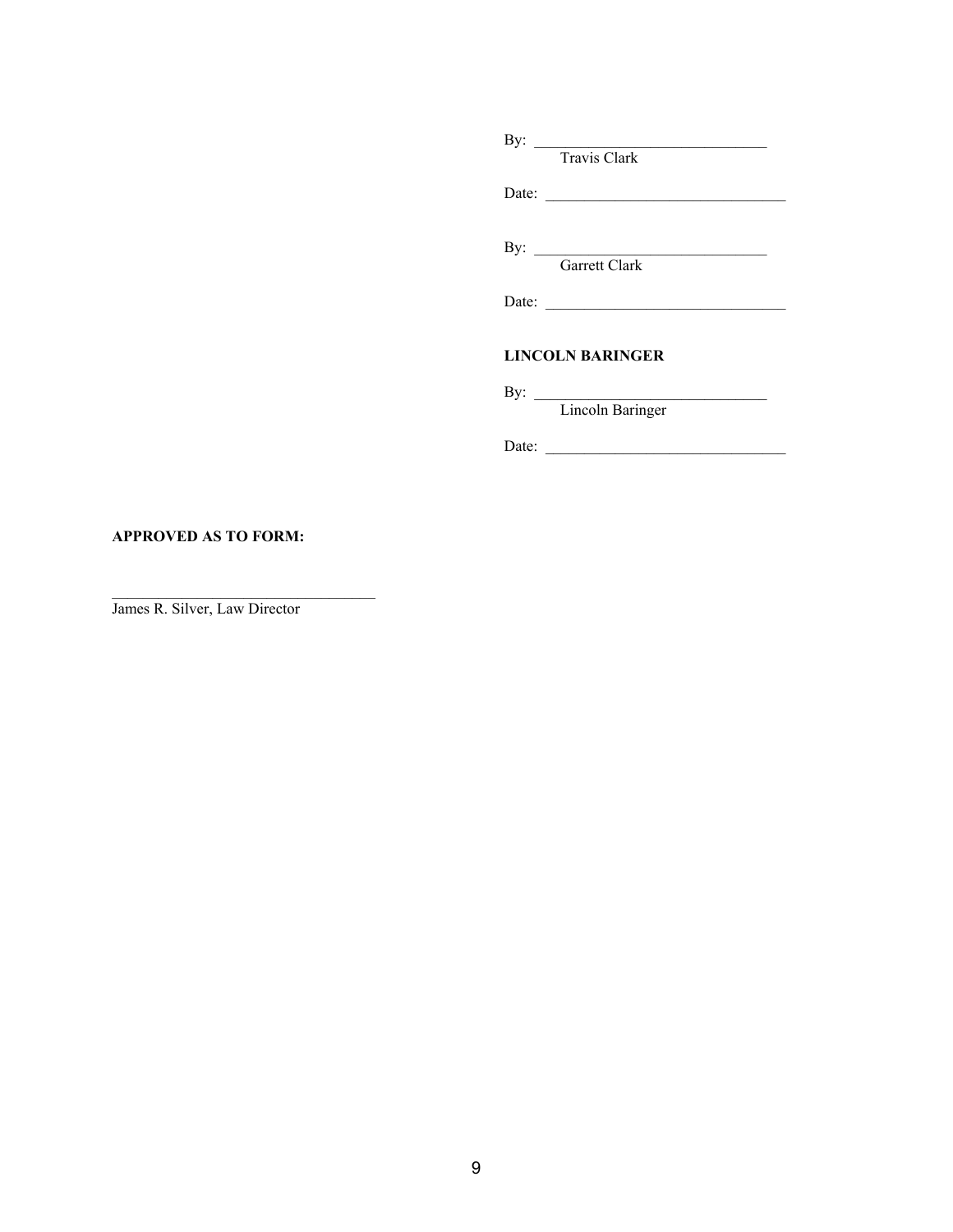By: ______________________________
Travis Clark

Date: ______________________________

By: ______________________________
Garrett Clark

Date: ______________________________

**LINCOLN BARINGER**

By: ______________________________
Lincoln Baringer

Date: ______________________________

**APPROVED AS TO FORM:**

______________________________
James R. Silver, Law Director